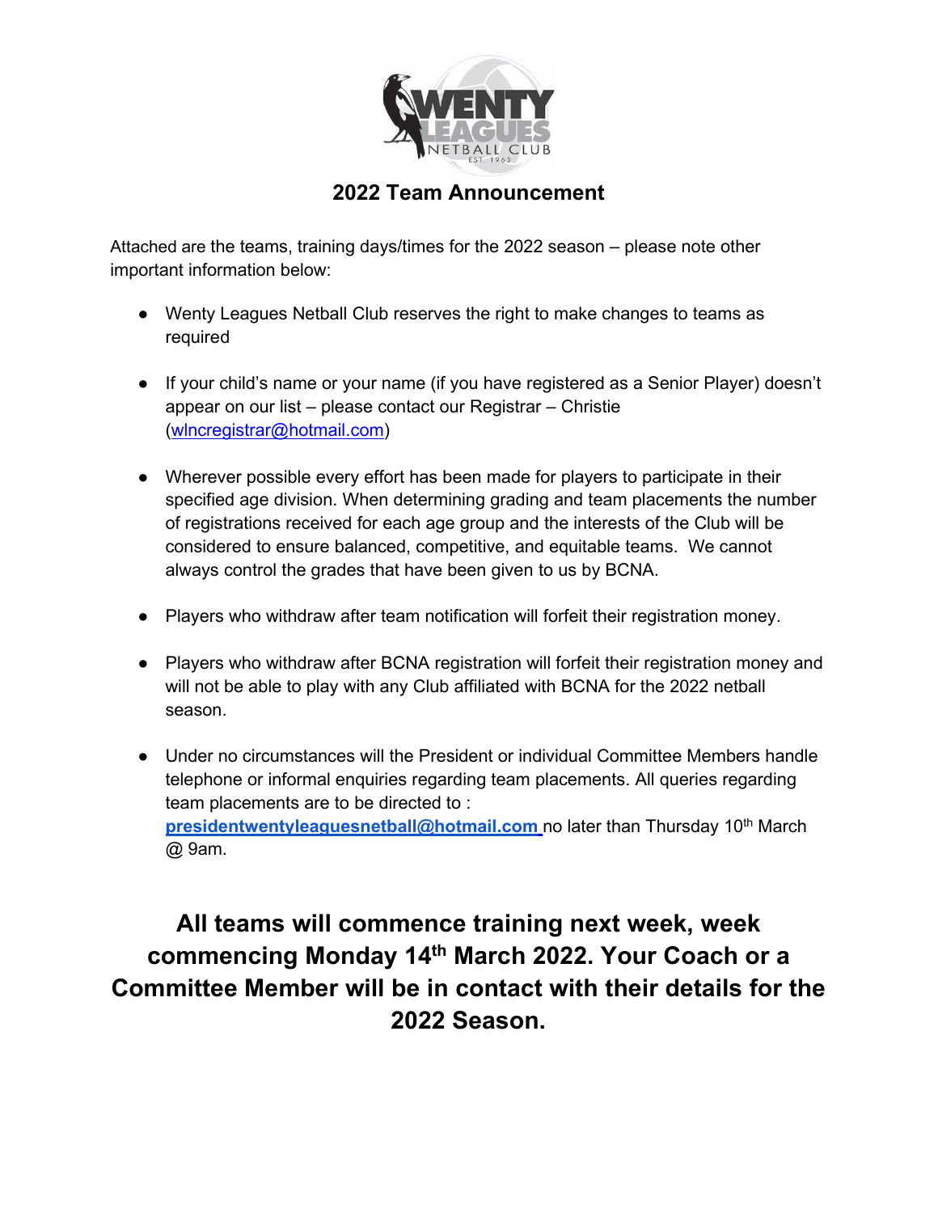## 2022 Team Announcement

Attached are the teams, training days/times for the 2022 season – please note other important information below:

- Wenty Leagues Netball Club reserves the right to make changes to teams as required
- If your child's name or your name (if you have registered as a Senior Player) doesn't appear on our list – please contact our Registrar – Christie (wlncregistrar@hotmail.com)
- Wherever possible every effort has been made for players to participate in their specified age division. When determining grading and team placements the number of registrations received for each age group and the interests of the Club will be considered to ensure balanced, competitive, and equitable teams. We cannot always control the grades that have been given to us by BCNA.
- Players who withdraw after team notification will forfeit their registration money.
- Players who withdraw after BCNA registration will forfeit their registration money and will not be able to play with any Club affiliated with BCNA for the 2022 netball season.
- Under no circumstances will the President or individual Committee Members handle telephone or informal enquiries regarding team placements. All queries regarding team placements are to be directed to : **presidentwentyleaguesnetball@hotmail.com** no later than Thursday 10th March @ 9am.

**All teams will commence training next week, week commencing Monday 14th March 2022. Your Coach or a Committee Member will be in contact with their details for the 2022 Season.**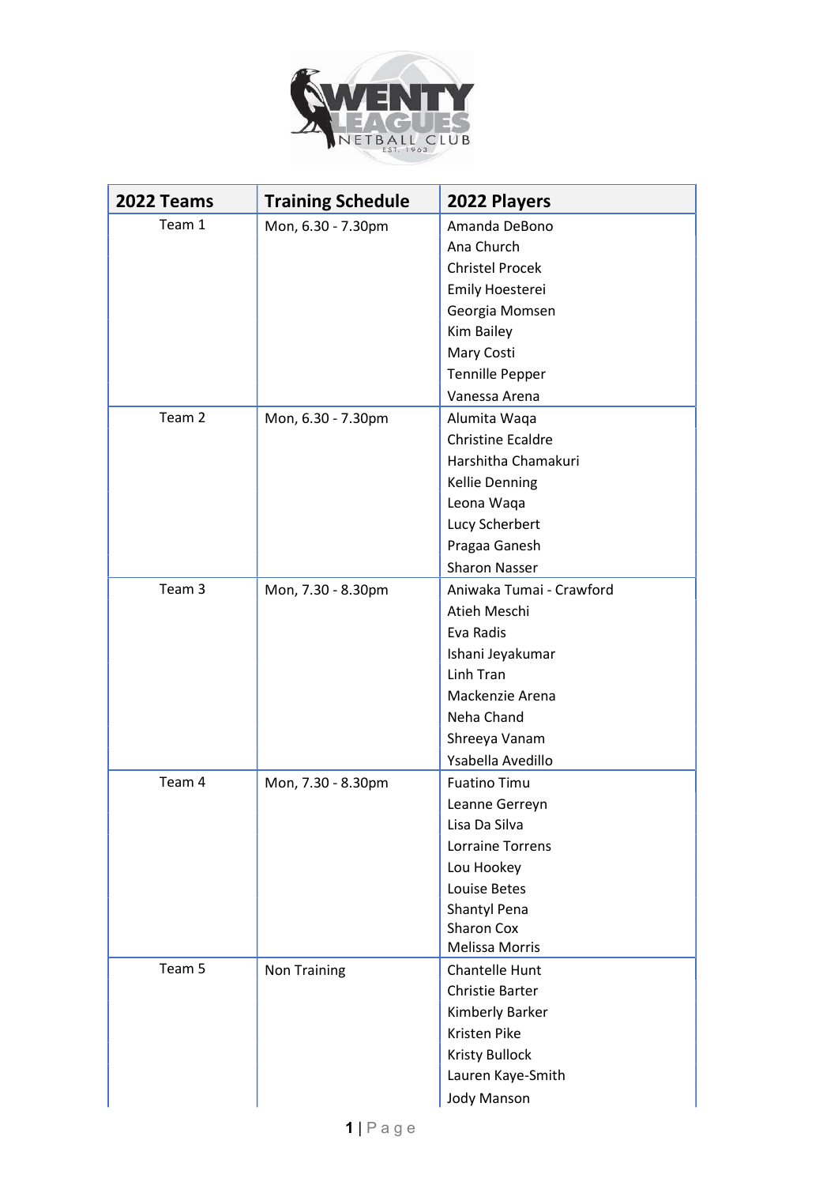| 2022 Teams | Training Schedule | 2022 Players |
|---|---|---|
| Team 1 | Mon, 6.30 - 7.30pm | Amanda DeBono<br>Ana Church<br>Christel Procek<br>Emily Hoesterei<br>Georgia Momsen<br>Kim Bailey<br>Mary Costi<br>Tennille Pepper<br>Vanessa Arena |
| Team 2 | Mon, 6.30 - 7.30pm | Alumita Waqa<br>Christine Ecaldre<br>Harshitha Chamakuri<br>Kellie Denning<br>Leona Waqa<br>Lucy Scherbert<br>Pragaa Ganesh<br>Sharon Nasser |
| Team 3 | Mon, 7.30 - 8.30pm | Aniwaka Tumai - Crawford<br>Atieh Meschi<br>Eva Radis<br>Ishani Jeyakumar<br>Linh Tran<br>Mackenzie Arena<br>Neha Chand<br>Shreeya Vanam<br>Ysabella Avedillo |
| Team 4 | Mon, 7.30 - 8.30pm | Fuatino Timu<br>Leanne Gerreyn<br>Lisa Da Silva<br>Lorraine Torrens<br>Lou Hookey<br>Louise Betes<br>Shantyl Pena<br>Sharon Cox<br>Melissa Morris |
| Team 5 | Non Training | Chantelle Hunt<br>Christie Barter<br>Kimberly Barker<br>Kristen Pike<br>Kristy Bullock<br>Lauren Kaye-Smith<br>Jody Manson |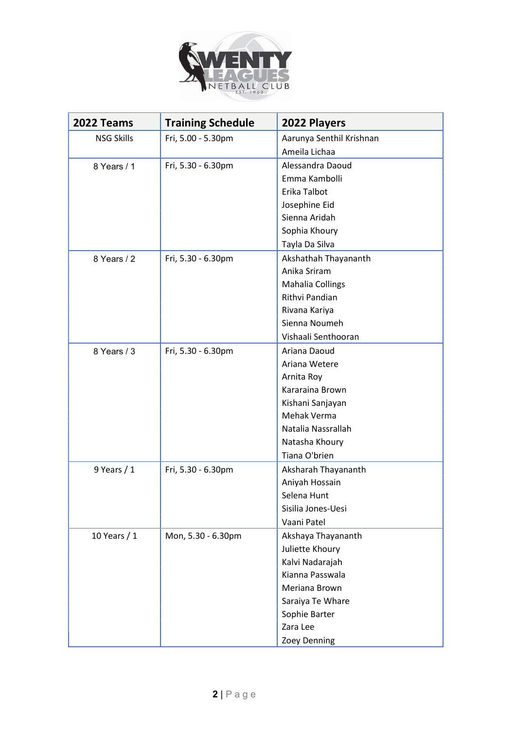| 2022 Teams | Training Schedule | 2022 Players |
|---|---|---|
| NSG Skills | Fri, 5.00 - 5.30pm | Aarunya Senthil Krishnan<br>Ameila Lichaa |
| 8 Years / 1 | Fri, 5.30 - 6.30pm | Alessandra Daoud<br>Emma Kambolli<br>Erika Talbot<br>Josephine Eid<br>Sienna Aridah<br>Sophia Khoury<br>Tayla Da Silva |
| 8 Years / 2 | Fri, 5.30 - 6.30pm | Akshathah Thayananth<br>Anika Sriram<br>Mahalia Collings<br>Rithvi Pandian<br>Rivana Kariya<br>Sienna Noumeh<br>Vishaali Senthooran |
| 8 Years / 3 | Fri, 5.30 - 6.30pm | Ariana Daoud<br>Ariana Wetere<br>Arnita Roy<br>Kararaina Brown<br>Kishani Sanjayan<br>Mehak Verma<br>Natalia Nassrallah<br>Natasha Khoury<br>Tiana O'brien |
| 9 Years / 1 | Fri, 5.30 - 6.30pm | Aksharah Thayananth<br>Aniyah Hossain<br>Selena Hunt<br>Sisilia Jones-Uesi<br>Vaani Patel |
| 10 Years / 1 | Mon, 5.30 - 6.30pm | Akshaya Thayananth<br>Juliette Khoury<br>Kalvi Nadarajah<br>Kianna Passwala<br>Meriana Brown<br>Saraiya Te Whare<br>Sophie Barter<br>Zara Lee<br>Zoey Denning |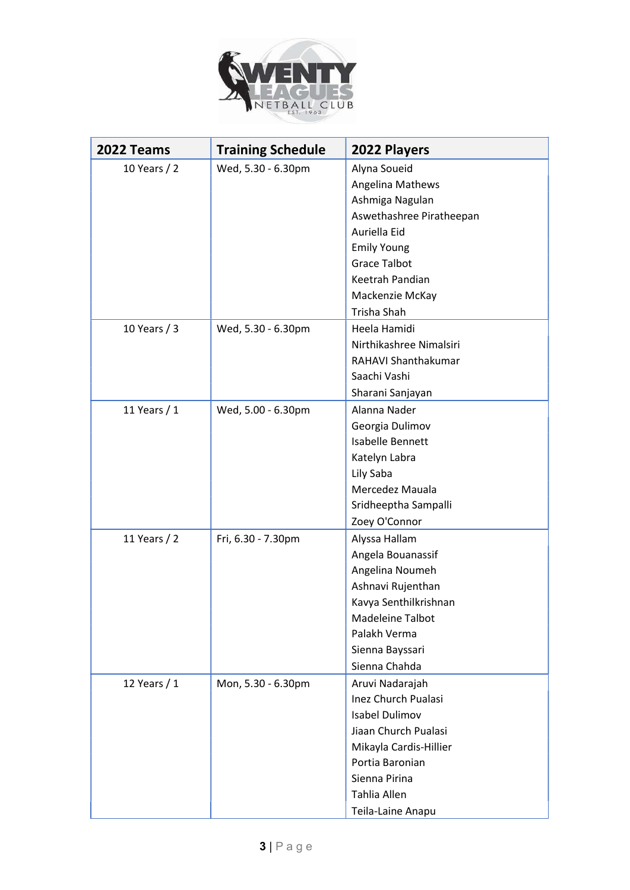| 2022 Teams | Training Schedule | 2022 Players |
|---|---|---|
| 10 Years / 2 | Wed, 5.30 - 6.30pm | Alyna Soueid<br>Angelina Mathews<br>Ashmiga Nagulan<br>Aswethashree Piratheepan<br>Auriella Eid<br>Emily Young<br>Grace Talbot<br>Keetrah Pandian<br>Mackenzie McKay<br>Trisha Shah |
| 10 Years / 3 | Wed, 5.30 - 6.30pm | Heela Hamidi<br>Nirthikashree Nimalsiri<br>RAHAVI Shanthakumar<br>Saachi Vashi<br>Sharani Sanjayan |
| 11 Years / 1 | Wed, 5.00 - 6.30pm | Alanna Nader<br>Georgia Dulimov<br>Isabelle Bennett<br>Katelyn Labra<br>Lily Saba<br>Mercedez Mauala<br>Sridheeptha Sampalli<br>Zoey O'Connor |
| 11 Years / 2 | Fri, 6.30 - 7.30pm | Alyssa Hallam<br>Angela Bouanassif<br>Angelina Noumeh<br>Ashnavi Rujenthan<br>Kavya Senthilkrishnan<br>Madeleine Talbot<br>Palakh Verma<br>Sienna Bayssari<br>Sienna Chahda |
| 12 Years / 1 | Mon, 5.30 - 6.30pm | Aruvi Nadarajah<br>Inez Church Pualasi<br>Isabel Dulimov<br>Jiaan Church Pualasi<br>Mikayla Cardis-Hillier<br>Portia Baronian<br>Sienna Pirina<br>Tahlia Allen<br>Teila-Laine Anapu |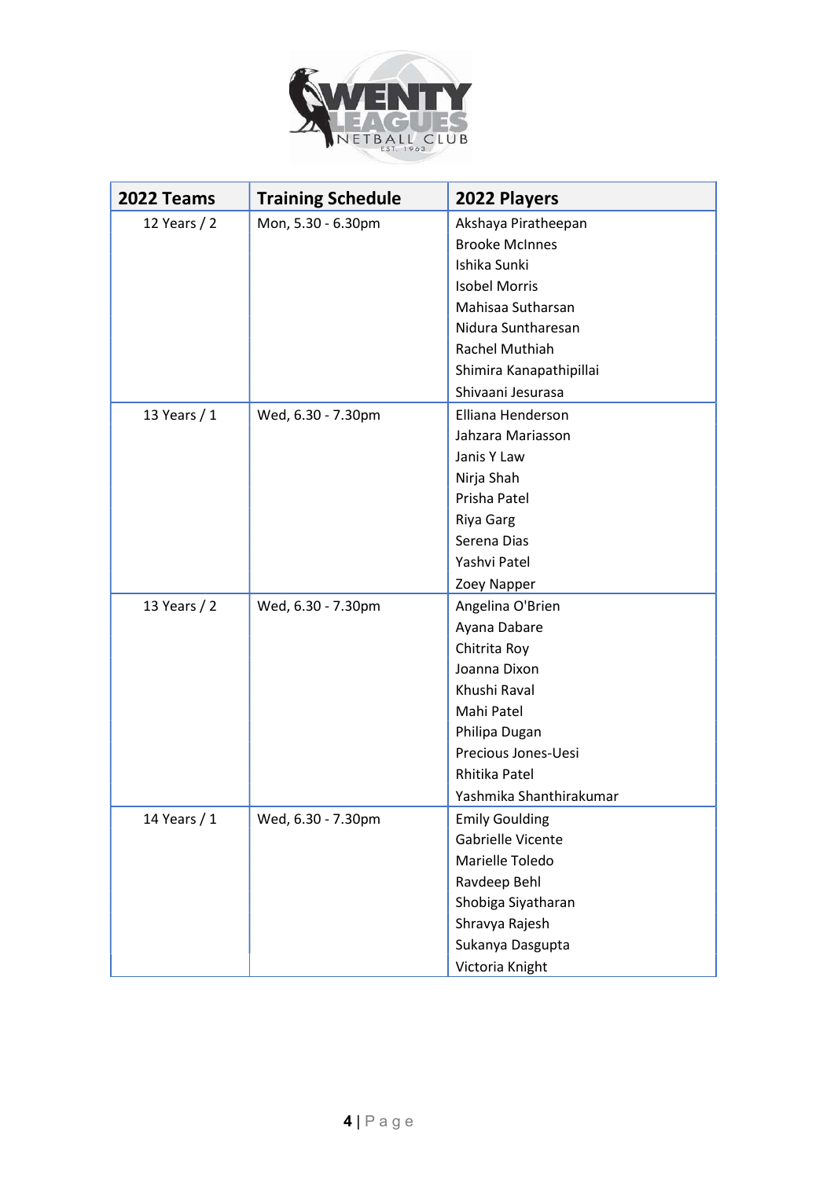| 2022 Teams | Training Schedule | 2022 Players |
|---|---|---|
| 12 Years / 2 | Mon, 5.30 - 6.30pm | Akshaya Piratheepan<br>Brooke McInnes<br>Ishika Sunki<br>Isobel Morris<br>Mahisaa Sutharsan<br>Nidura Suntharesan<br>Rachel Muthiah<br>Shimira Kanapathipillai<br>Shivaani Jesurasa |
| 13 Years / 1 | Wed, 6.30 - 7.30pm | Elliana Henderson<br>Jahzara Mariasson<br>Janis Y Law<br>Nirja Shah<br>Prisha Patel<br>Riya Garg<br>Serena Dias<br>Yashvi Patel<br>Zoey Napper |
| 13 Years / 2 | Wed, 6.30 - 7.30pm | Angelina O'Brien<br>Ayana Dabare<br>Chitrita Roy<br>Joanna Dixon<br>Khushi Raval<br>Mahi Patel<br>Philipa Dugan<br>Precious Jones-Uesi<br>Rhitika Patel<br>Yashmika Shanthirakumar |
| 14 Years / 1 | Wed, 6.30 - 7.30pm | Emily Goulding<br>Gabrielle Vicente<br>Marielle Toledo<br>Ravdeep Behl<br>Shobiga Siyatharan<br>Shravya Rajesh<br>Sukanya Dasgupta<br>Victoria Knight |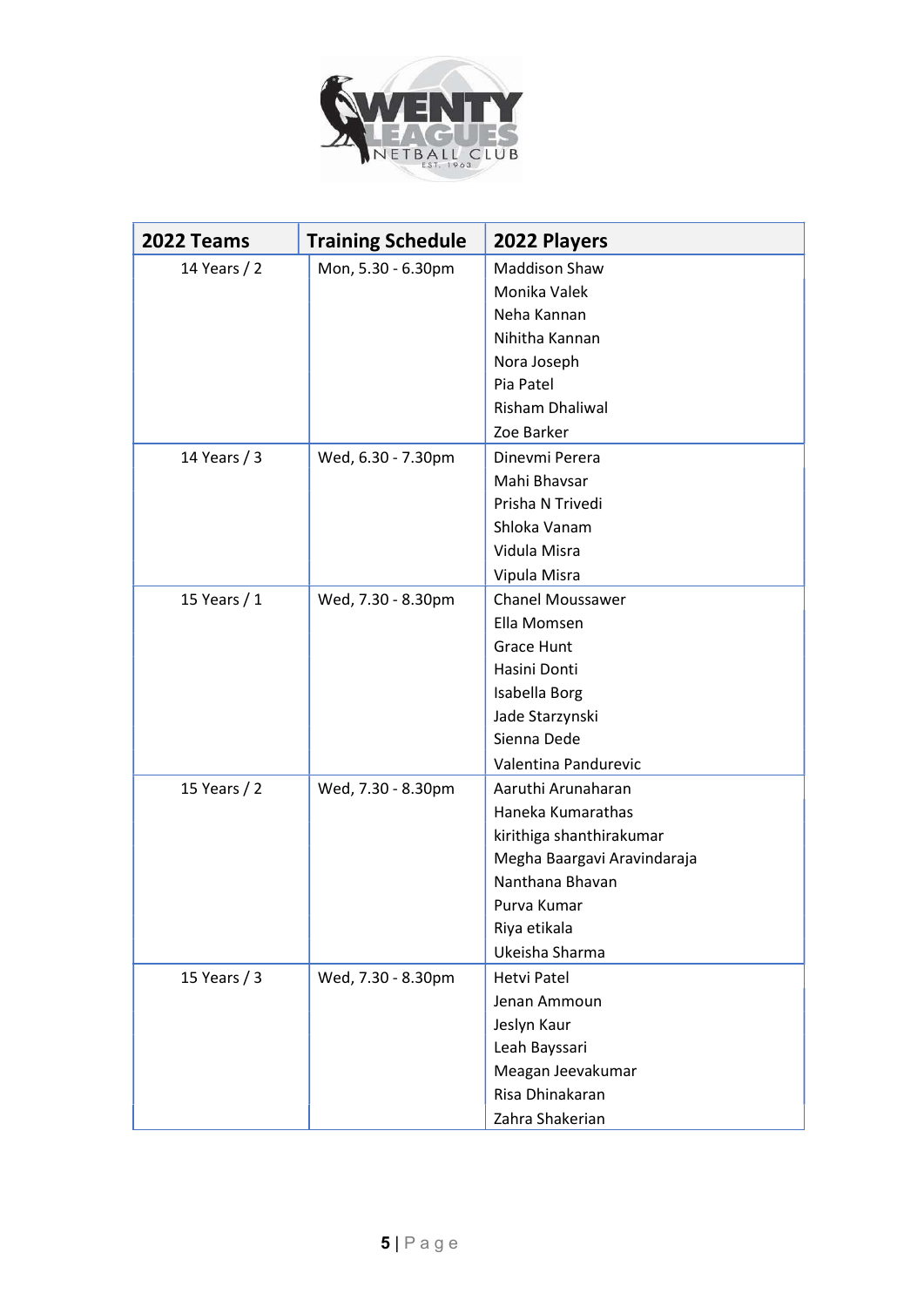| 2022 Teams | Training Schedule | 2022 Players |
|---|---|---|
| 14 Years / 2 | Mon, 5.30 - 6.30pm | Maddison Shaw<br>Monika Valek<br>Neha Kannan<br>Nihitha Kannan<br>Nora Joseph<br>Pia Patel<br>Risham Dhaliwal<br>Zoe Barker |
| 14 Years / 3 | Wed, 6.30 - 7.30pm | Dinevmi Perera<br>Mahi Bhavsar<br>Prisha N Trivedi<br>Shloka Vanam<br>Vidula Misra<br>Vipula Misra |
| 15 Years / 1 | Wed, 7.30 - 8.30pm | Chanel Moussawer<br>Ella Momsen<br>Grace Hunt<br>Hasini Donti<br>Isabella Borg<br>Jade Starzynski<br>Sienna Dede<br>Valentina Pandurevic |
| 15 Years / 2 | Wed, 7.30 - 8.30pm | Aaruthi Arunaharan<br>Haneka Kumarathas<br>kirithiga shanthirakumar<br>Megha Baargavi Aravindaraja<br>Nanthana Bhavan<br>Purva Kumar<br>Riya etikala<br>Ukeisha Sharma |
| 15 Years / 3 | Wed, 7.30 - 8.30pm | Hetvi Patel<br>Jenan Ammoun<br>Jeslyn Kaur<br>Leah Bayssari<br>Meagan Jeevakumar<br>Risa Dhinakaran<br>Zahra Shakerian |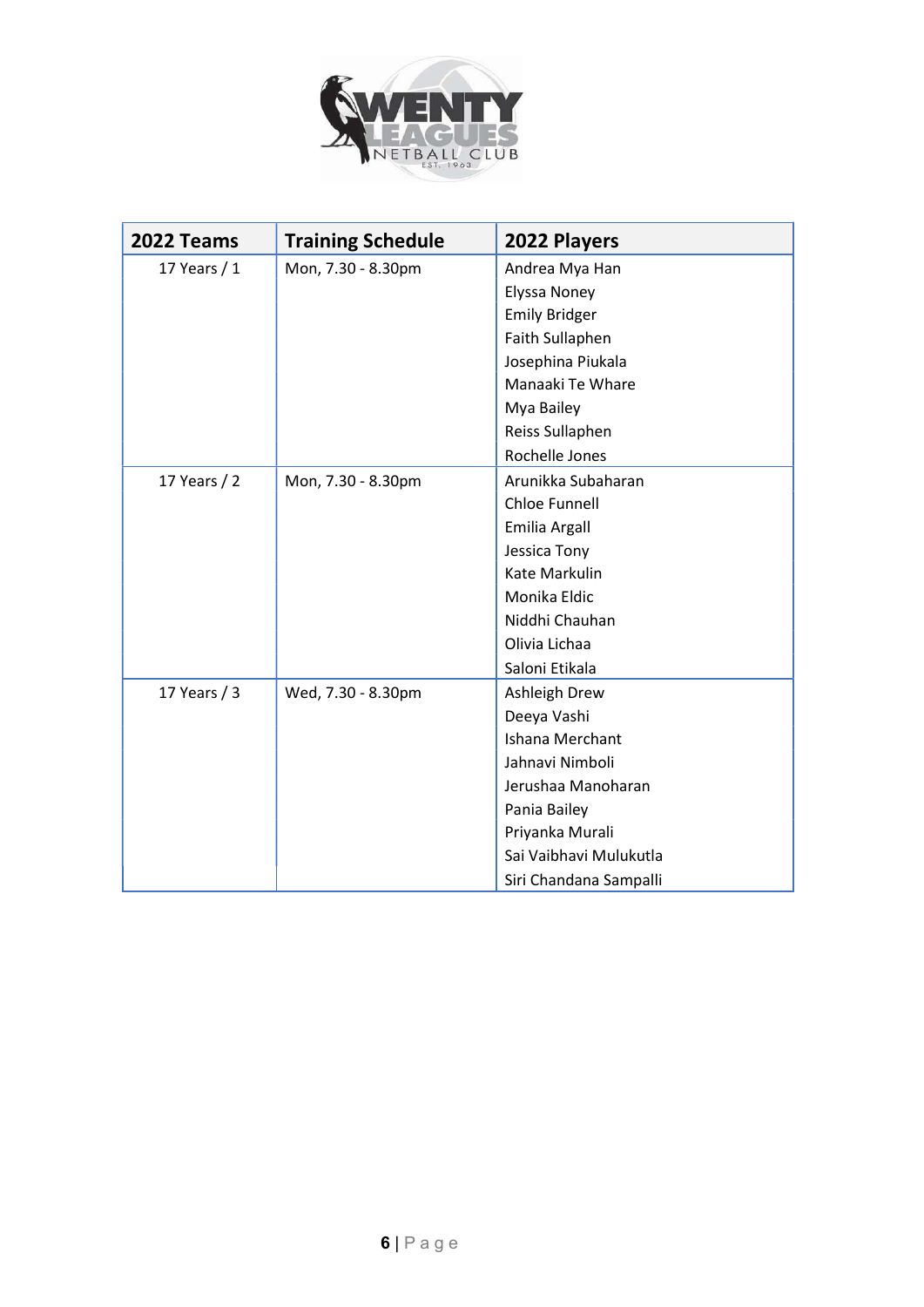| 2022 Teams | Training Schedule | 2022 Players |
|---|---|---|
| 17 Years / 1 | Mon, 7.30 - 8.30pm | Andrea Mya Han<br>Elyssa Noney<br>Emily Bridger<br>Faith Sullaphen<br>Josephina Piukala<br>Manaaki Te Whare<br>Mya Bailey<br>Reiss Sullaphen<br>Rochelle Jones |
| 17 Years / 2 | Mon, 7.30 - 8.30pm | Arunikka Subaharan<br>Chloe Funnell<br>Emilia Argall<br>Jessica Tony<br>Kate Markulin<br>Monika Eldic<br>Niddhi Chauhan<br>Olivia Lichaa<br>Saloni Etikala |
| 17 Years / 3 | Wed, 7.30 - 8.30pm | Ashleigh Drew<br>Deeya Vashi<br>Ishana Merchant<br>Jahnavi Nimboli<br>Jerushaa Manoharan<br>Pania Bailey<br>Priyanka Murali<br>Sai Vaibhavi Mulukutla<br>Siri Chandana Sampalli |